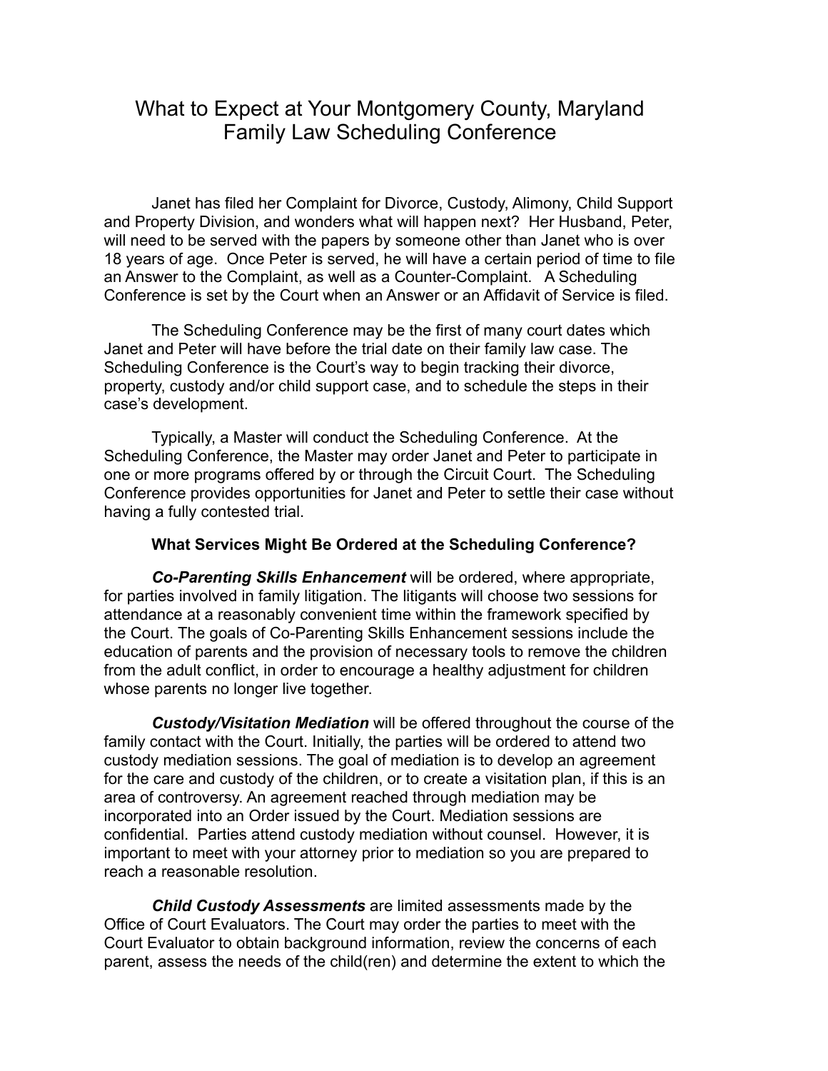# What to Expect at Your Montgomery County, Maryland Family Law Scheduling Conference

Janet has filed her Complaint for Divorce, Custody, Alimony, Child Support and Property Division, and wonders what will happen next? Her Husband, Peter, will need to be served with the papers by someone other than Janet who is over 18 years of age. Once Peter is served, he will have a certain period of time to file an Answer to the Complaint, as well as a Counter-Complaint. A Scheduling Conference is set by the Court when an Answer or an Affidavit of Service is filed.

The Scheduling Conference may be the first of many court dates which Janet and Peter will have before the trial date on their family law case. The Scheduling Conference is the Court's way to begin tracking their divorce, property, custody and/or child support case, and to schedule the steps in their case's development.

Typically, a Master will conduct the Scheduling Conference. At the Scheduling Conference, the Master may order Janet and Peter to participate in one or more programs offered by or through the Circuit Court. The Scheduling Conference provides opportunities for Janet and Peter to settle their case without having a fully contested trial.

### What Services Might Be Ordered at the Scheduling Conference?

***Co-Parenting Skills Enhancement*** will be ordered, where appropriate, for parties involved in family litigation. The litigants will choose two sessions for attendance at a reasonably convenient time within the framework specified by the Court. The goals of Co-Parenting Skills Enhancement sessions include the education of parents and the provision of necessary tools to remove the children from the adult conflict, in order to encourage a healthy adjustment for children whose parents no longer live together.

***Custody/Visitation Mediation*** will be offered throughout the course of the family contact with the Court. Initially, the parties will be ordered to attend two custody mediation sessions. The goal of mediation is to develop an agreement for the care and custody of the children, or to create a visitation plan, if this is an area of controversy. An agreement reached through mediation may be incorporated into an Order issued by the Court. Mediation sessions are confidential. Parties attend custody mediation without counsel. However, it is important to meet with your attorney prior to mediation so you are prepared to reach a reasonable resolution.

***Child Custody Assessments*** are limited assessments made by the Office of Court Evaluators. The Court may order the parties to meet with the Court Evaluator to obtain background information, review the concerns of each parent, assess the needs of the child(ren) and determine the extent to which the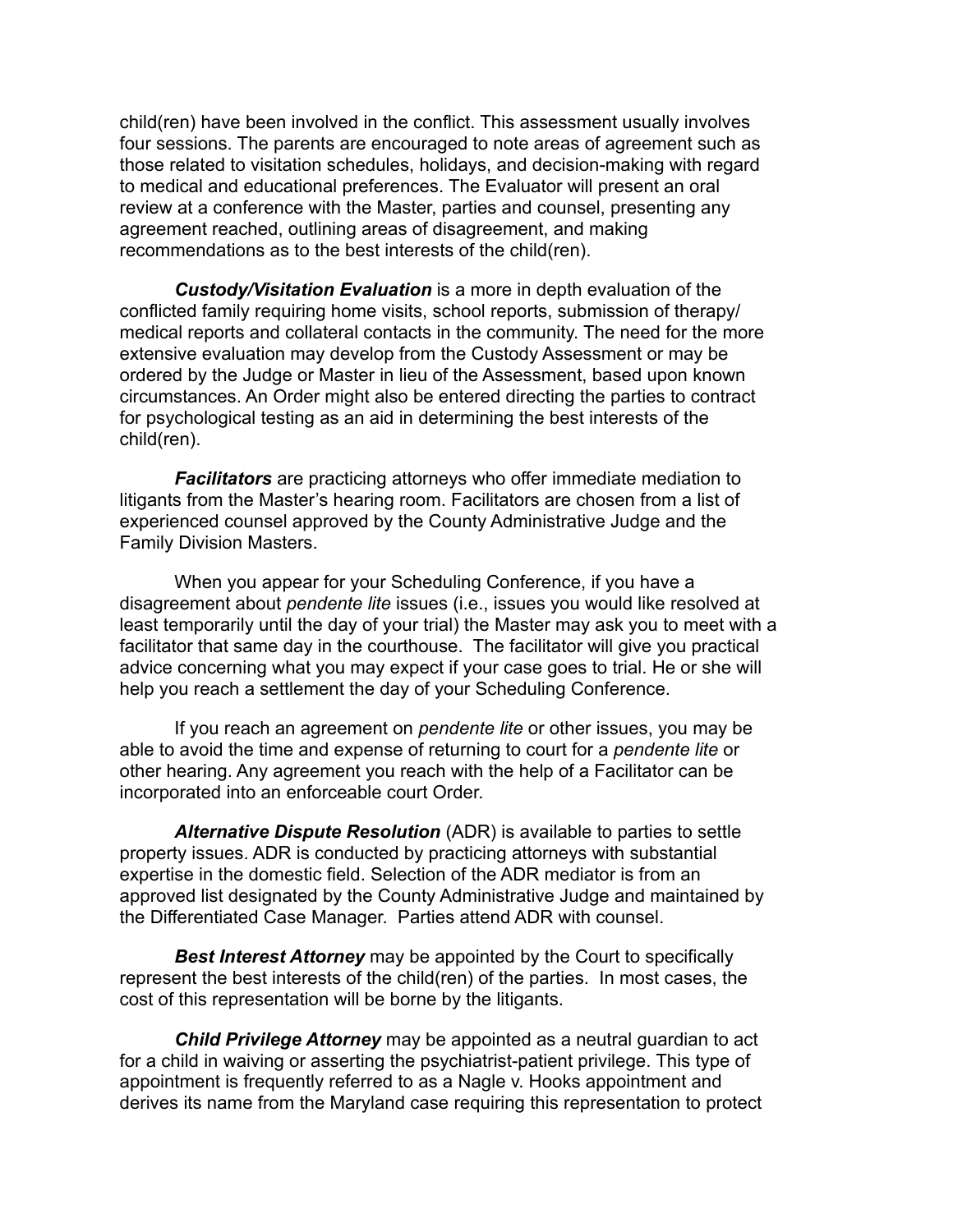child(ren) have been involved in the conflict. This assessment usually involves four sessions. The parents are encouraged to note areas of agreement such as those related to visitation schedules, holidays, and decision-making with regard to medical and educational preferences. The Evaluator will present an oral review at a conference with the Master, parties and counsel, presenting any agreement reached, outlining areas of disagreement, and making recommendations as to the best interests of the child(ren).

***Custody/Visitation Evaluation*** is a more in depth evaluation of the conflicted family requiring home visits, school reports, submission of therapy/ medical reports and collateral contacts in the community. The need for the more extensive evaluation may develop from the Custody Assessment or may be ordered by the Judge or Master in lieu of the Assessment, based upon known circumstances. An Order might also be entered directing the parties to contract for psychological testing as an aid in determining the best interests of the child(ren).

***Facilitators*** are practicing attorneys who offer immediate mediation to litigants from the Master's hearing room. Facilitators are chosen from a list of experienced counsel approved by the County Administrative Judge and the Family Division Masters.

When you appear for your Scheduling Conference, if you have a disagreement about *pendente lite* issues (i.e., issues you would like resolved at least temporarily until the day of your trial) the Master may ask you to meet with a facilitator that same day in the courthouse. The facilitator will give you practical advice concerning what you may expect if your case goes to trial. He or she will help you reach a settlement the day of your Scheduling Conference.

If you reach an agreement on *pendente lite* or other issues, you may be able to avoid the time and expense of returning to court for a *pendente lite* or other hearing. Any agreement you reach with the help of a Facilitator can be incorporated into an enforceable court Order.

***Alternative Dispute Resolution*** (ADR) is available to parties to settle property issues. ADR is conducted by practicing attorneys with substantial expertise in the domestic field. Selection of the ADR mediator is from an approved list designated by the County Administrative Judge and maintained by the Differentiated Case Manager. Parties attend ADR with counsel.

***Best Interest Attorney*** may be appointed by the Court to specifically represent the best interests of the child(ren) of the parties. In most cases, the cost of this representation will be borne by the litigants.

***Child Privilege Attorney*** may be appointed as a neutral guardian to act for a child in waiving or asserting the psychiatrist-patient privilege. This type of appointment is frequently referred to as a Nagle v. Hooks appointment and derives its name from the Maryland case requiring this representation to protect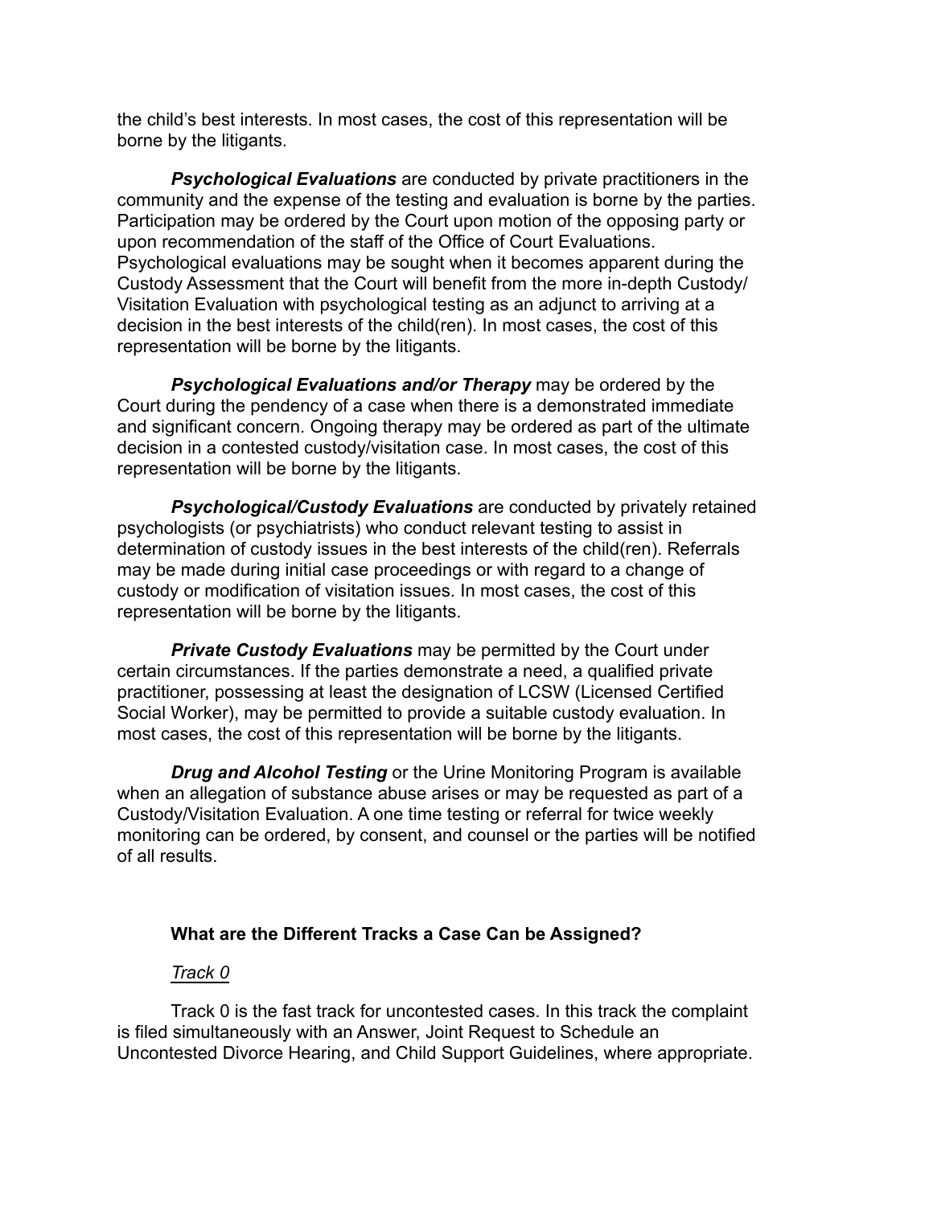the child's best interests. In most cases, the cost of this representation will be borne by the litigants.

***Psychological Evaluations*** are conducted by private practitioners in the community and the expense of the testing and evaluation is borne by the parties. Participation may be ordered by the Court upon motion of the opposing party or upon recommendation of the staff of the Office of Court Evaluations. Psychological evaluations may be sought when it becomes apparent during the Custody Assessment that the Court will benefit from the more in-depth Custody/ Visitation Evaluation with psychological testing as an adjunct to arriving at a decision in the best interests of the child(ren). In most cases, the cost of this representation will be borne by the litigants.

***Psychological Evaluations and/or Therapy*** may be ordered by the Court during the pendency of a case when there is a demonstrated immediate and significant concern. Ongoing therapy may be ordered as part of the ultimate decision in a contested custody/visitation case. In most cases, the cost of this representation will be borne by the litigants.

***Psychological/Custody Evaluations*** are conducted by privately retained psychologists (or psychiatrists) who conduct relevant testing to assist in determination of custody issues in the best interests of the child(ren). Referrals may be made during initial case proceedings or with regard to a change of custody or modification of visitation issues. In most cases, the cost of this representation will be borne by the litigants.

***Private Custody Evaluations*** may be permitted by the Court under certain circumstances. If the parties demonstrate a need, a qualified private practitioner, possessing at least the designation of LCSW (Licensed Certified Social Worker), may be permitted to provide a suitable custody evaluation. In most cases, the cost of this representation will be borne by the litigants.

***Drug and Alcohol Testing*** or the Urine Monitoring Program is available when an allegation of substance abuse arises or may be requested as part of a Custody/Visitation Evaluation. A one time testing or referral for twice weekly monitoring can be ordered, by consent, and counsel or the parties will be notified of all results.

### What are the Different Tracks a Case Can be Assigned?

#### Track 0

Track 0 is the fast track for uncontested cases. In this track the complaint is filed simultaneously with an Answer, Joint Request to Schedule an Uncontested Divorce Hearing, and Child Support Guidelines, where appropriate.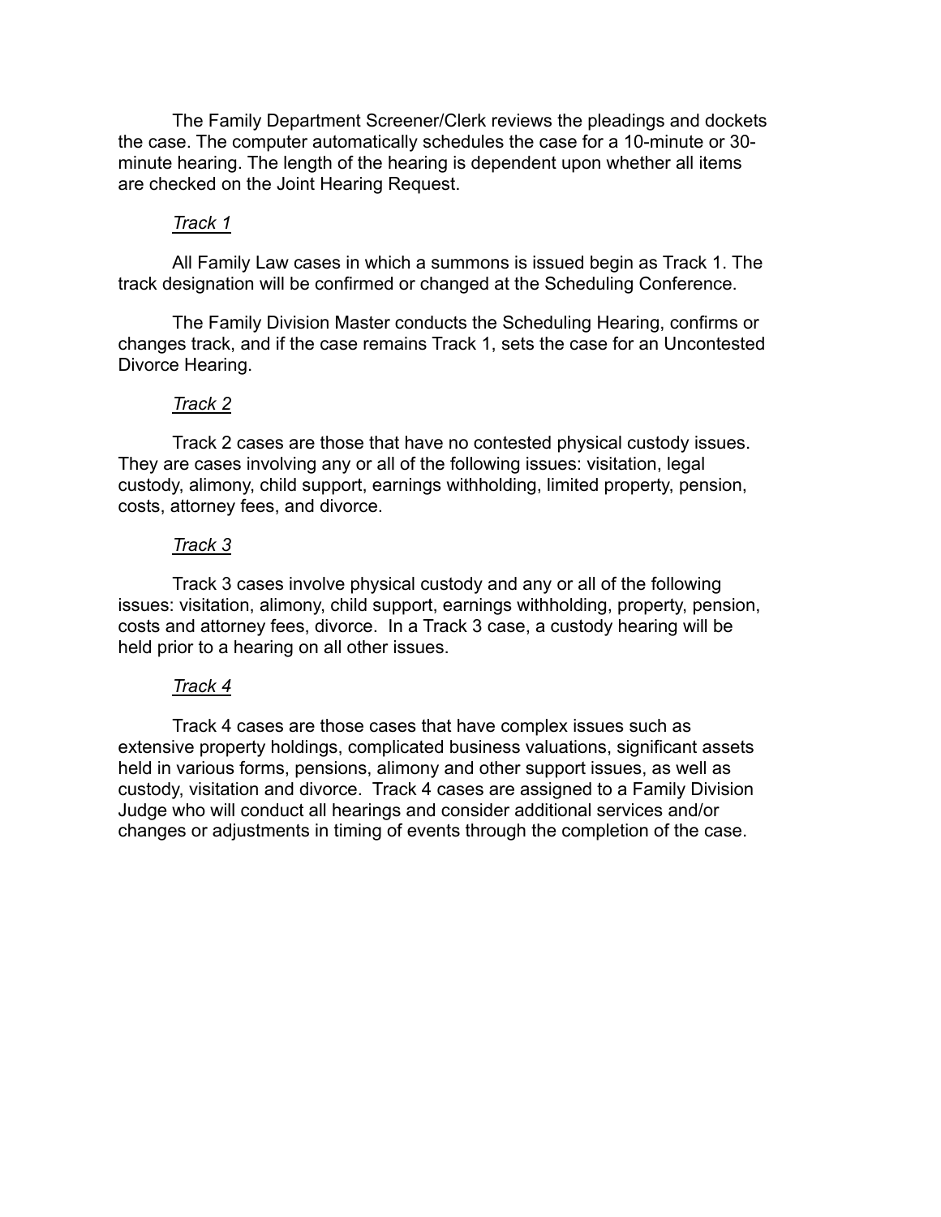The Family Department Screener/Clerk reviews the pleadings and dockets the case. The computer automatically schedules the case for a 10-minute or 30-minute hearing. The length of the hearing is dependent upon whether all items are checked on the Joint Hearing Request.

*Track 1*

All Family Law cases in which a summons is issued begin as Track 1. The track designation will be confirmed or changed at the Scheduling Conference.

The Family Division Master conducts the Scheduling Hearing, confirms or changes track, and if the case remains Track 1, sets the case for an Uncontested Divorce Hearing.

*Track 2*

Track 2 cases are those that have no contested physical custody issues. They are cases involving any or all of the following issues: visitation, legal custody, alimony, child support, earnings withholding, limited property, pension, costs, attorney fees, and divorce.

*Track 3*

Track 3 cases involve physical custody and any or all of the following issues: visitation, alimony, child support, earnings withholding, property, pension, costs and attorney fees, divorce. In a Track 3 case, a custody hearing will be held prior to a hearing on all other issues.

*Track 4*

Track 4 cases are those cases that have complex issues such as extensive property holdings, complicated business valuations, significant assets held in various forms, pensions, alimony and other support issues, as well as custody, visitation and divorce. Track 4 cases are assigned to a Family Division Judge who will conduct all hearings and consider additional services and/or changes or adjustments in timing of events through the completion of the case.